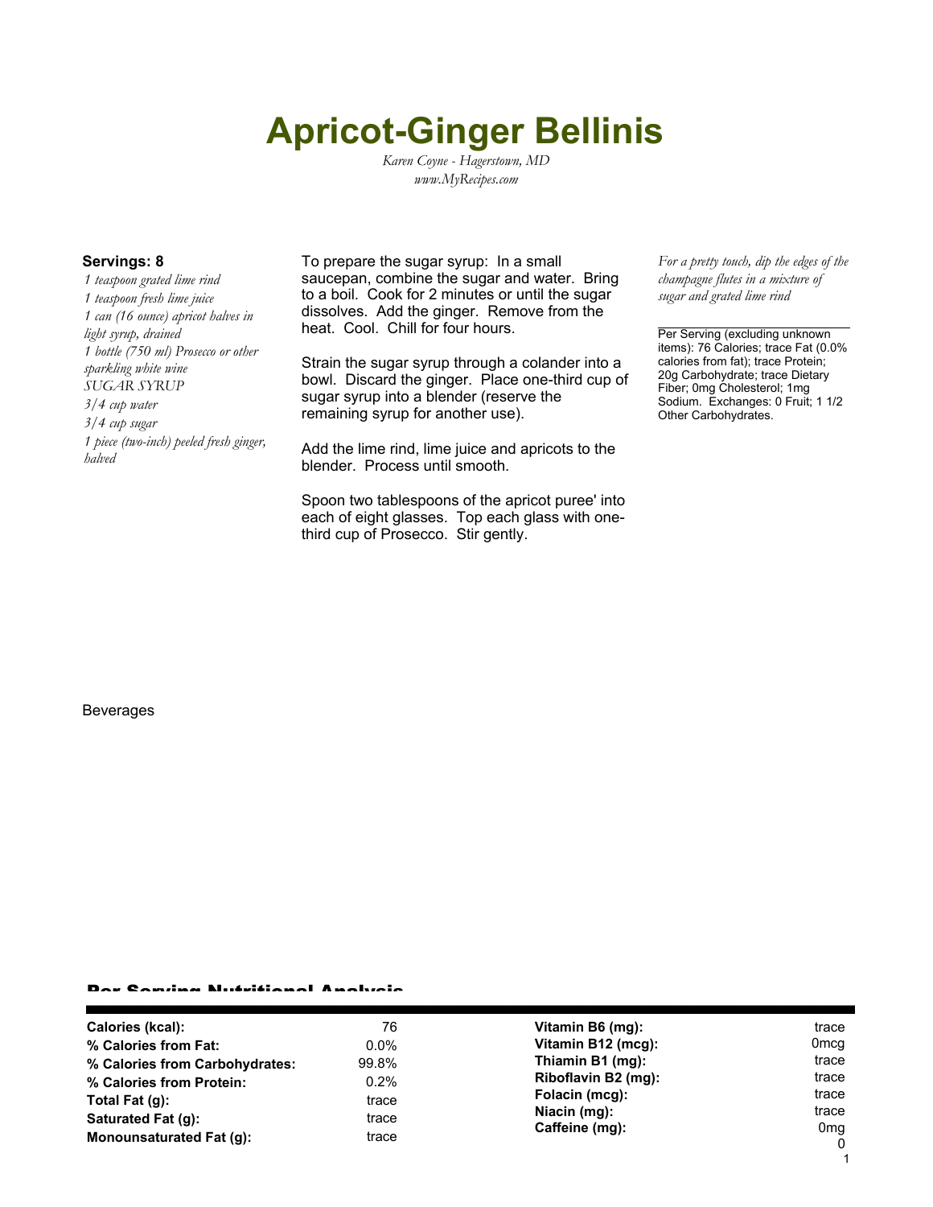# Apricot-Ginger Bellinis

*Karen Coyne - Hagerstown, MD*
*www.MyRecipes.com*

**Servings: 8**

*1 teaspoon grated lime rind*
*1 teaspoon fresh lime juice*
*1 can (16 ounce) apricot halves in light syrup, drained*
*1 bottle (750 ml) Prosecco or other sparkling white wine*
*SUGAR SYRUP*
*3/4 cup water*
*3/4 cup sugar*
*1 piece (two-inch) peeled fresh ginger, halved*

To prepare the sugar syrup: In a small saucepan, combine the sugar and water. Bring to a boil. Cook for 2 minutes or until the sugar dissolves. Add the ginger. Remove from the heat. Cool. Chill for four hours.

Strain the sugar syrup through a colander into a bowl. Discard the ginger. Place one-third cup of sugar syrup into a blender (reserve the remaining syrup for another use).

Add the lime rind, lime juice and apricots to the blender. Process until smooth.

Spoon two tablespoons of the apricot puree' into each of eight glasses. Top each glass with one-third cup of Prosecco. Stir gently.

*For a pretty touch, dip the edges of the champagne flutes in a mixture of sugar and grated lime rind*

Per Serving (excluding unknown items): 76 Calories; trace Fat (0.0% calories from fat); trace Protein; 20g Carbohydrate; trace Dietary Fiber; 0mg Cholesterol; 1mg Sodium. Exchanges: 0 Fruit; 1 1/2 Other Carbohydrates.

Beverages

## Per Serving Nutritional Analysis

| | | | |
|---|---|---|---|
| **Calories (kcal):** | 76 | **Vitamin B6 (mg):** | trace |
| **% Calories from Fat:** | 0.0% | **Vitamin B12 (mcg):** | 0mcg |
| **% Calories from Carbohydrates:** | 99.8% | **Thiamin B1 (mg):** | trace |
| **% Calories from Protein:** | 0.2% | **Riboflavin B2 (mg):** | trace |
| **Total Fat (g):** | trace | **Folacin (mcg):** | trace |
| **Saturated Fat (g):** | trace | **Niacin (mg):** | trace |
| **Monounsaturated Fat (g):** | trace | **Caffeine (mg):** | 0mg |

0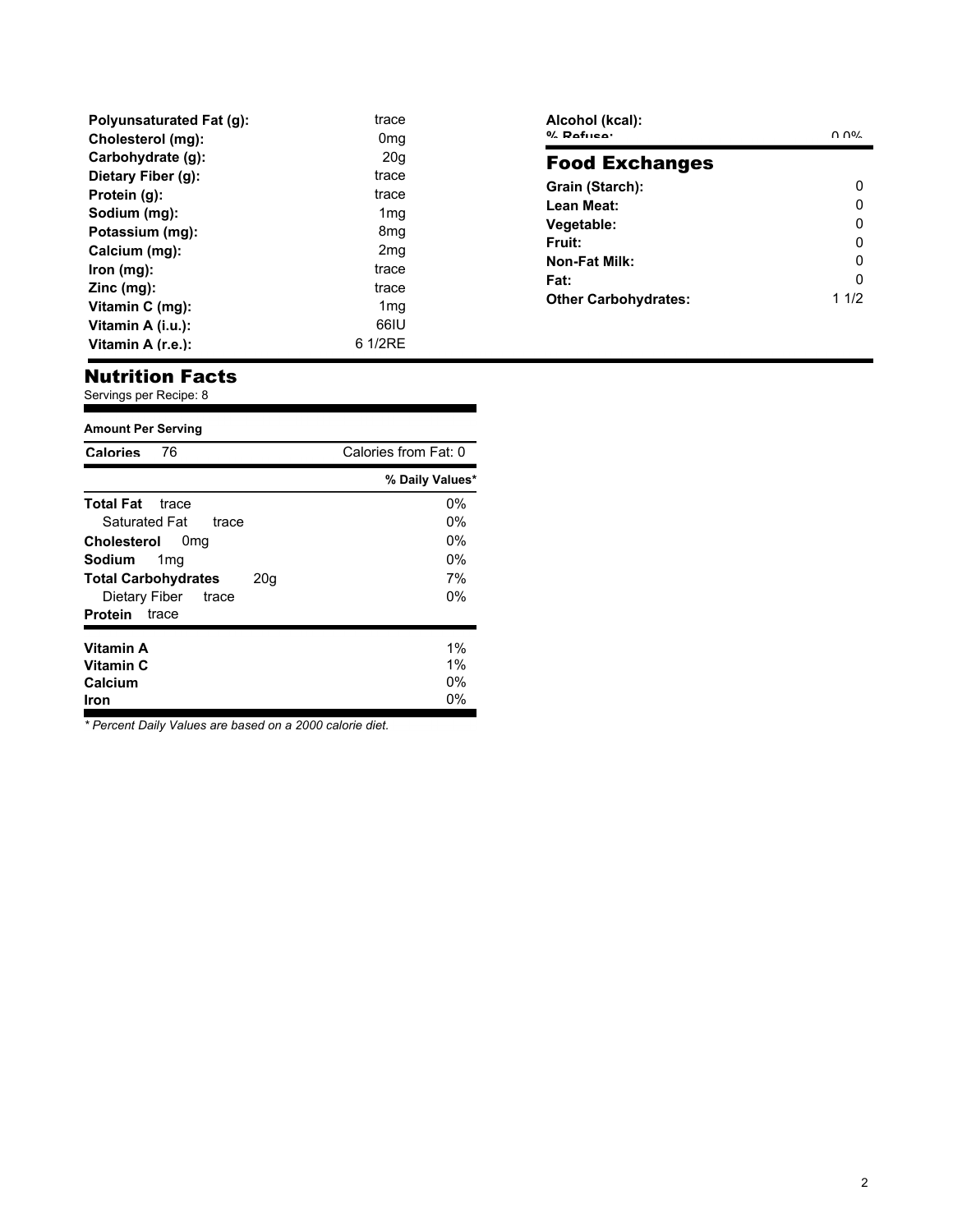| | |
|---|---|
| **Polyunsaturated Fat (g):** | trace |
| **Cholesterol (mg):** | 0mg |
| **Carbohydrate (g):** | 20g |
| **Dietary Fiber (g):** | trace |
| **Protein (g):** | trace |
| **Sodium (mg):** | 1mg |
| **Potassium (mg):** | 8mg |
| **Calcium (mg):** | 2mg |
| **Iron (mg):** | trace |
| **Zinc (mg):** | trace |
| **Vitamin C (mg):** | 1mg |
| **Vitamin A (i.u.):** | 66IU |
| **Vitamin A (r.e.):** | 6 1/2RE |

| | |
|---|---|
| **Alcohol (kcal):** | |
| **% Refuse:** | 0.0% |

## Food Exchanges

| | |
|---|---|
| **Grain (Starch):** | 0 |
| **Lean Meat:** | 0 |
| **Vegetable:** | 0 |
| **Fruit:** | 0 |
| **Non-Fat Milk:** | 0 |
| **Fat:** | 0 |
| **Other Carbohydrates:** | 1 1/2 |

## Nutrition Facts

Servings per Recipe: 8

**Amount Per Serving**

| **Calories** 76 | Calories from Fat: 0 |
|---|---|
| | **% Daily Values*** |
| **Total Fat** trace | 0% |
| Saturated Fat trace | 0% |
| **Cholesterol** 0mg | 0% |
| **Sodium** 1mg | 0% |
| **Total Carbohydrates** 20g | 7% |
| Dietary Fiber trace | 0% |
| **Protein** trace | |
| **Vitamin A** | 1% |
| **Vitamin C** | 1% |
| **Calcium** | 0% |
| **Iron** | 0% |

*\* Percent Daily Values are based on a 2000 calorie diet.*